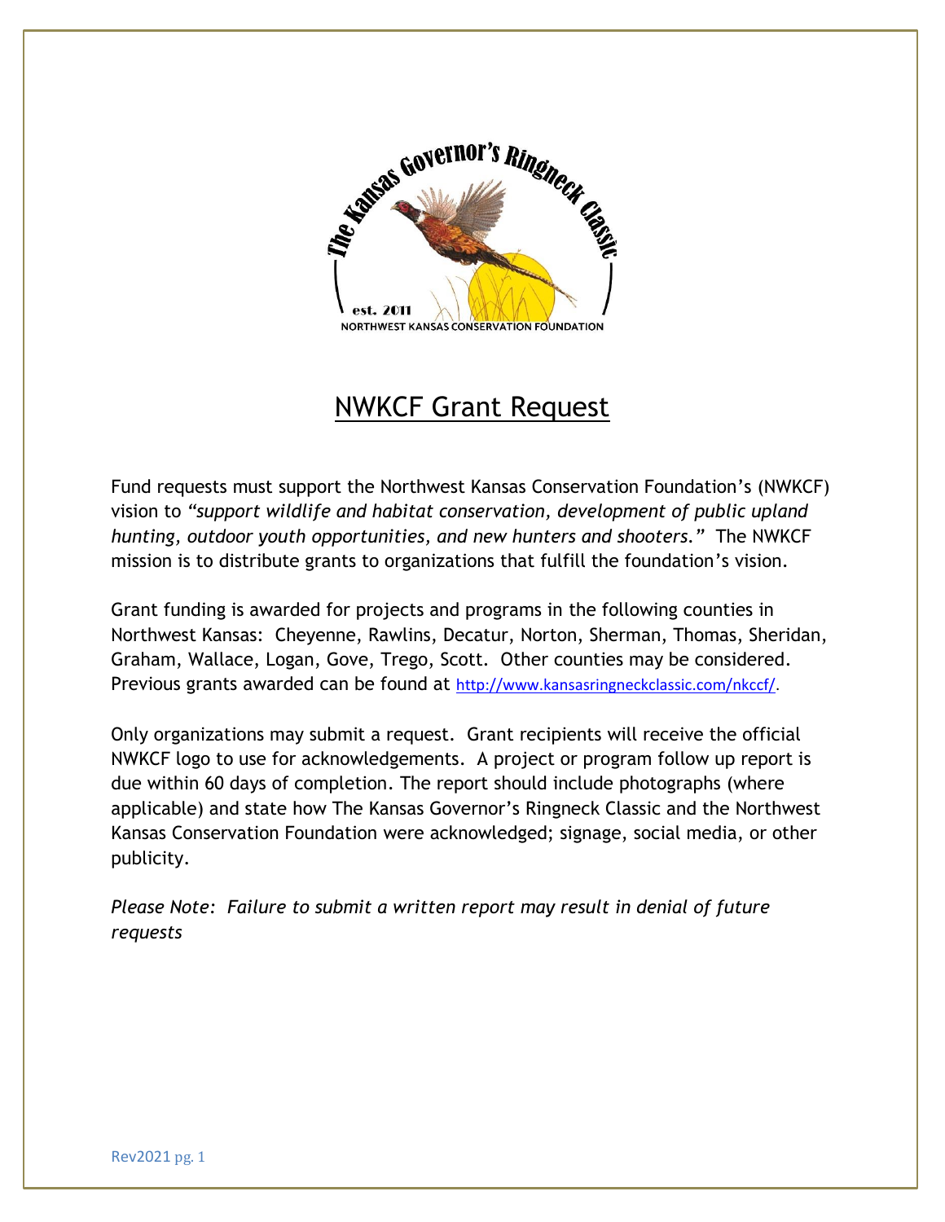The Kansas Governor's Ringneck Classic

est. 2011

NORTHWEST KANSAS CONSERVATION FOUNDATION

# NWKCF Grant Request

Fund requests must support the Northwest Kansas Conservation Foundation's (NWKCF) vision to *"support wildlife and habitat conservation, development of public upland hunting, outdoor youth opportunities, and new hunters and shooters."* The NWKCF mission is to distribute grants to organizations that fulfill the foundation's vision.

Grant funding is awarded for projects and programs in the following counties in Northwest Kansas: Cheyenne, Rawlins, Decatur, Norton, Sherman, Thomas, Sheridan, Graham, Wallace, Logan, Gove, Trego, Scott. Other counties may be considered. Previous grants awarded can be found at http://www.kansasringneckclassic.com/nkccf/.

Only organizations may submit a request. Grant recipients will receive the official NWKCF logo to use for acknowledgements. A project or program follow up report is due within 60 days of completion. The report should include photographs (where applicable) and state how The Kansas Governor's Ringneck Classic and the Northwest Kansas Conservation Foundation were acknowledged; signage, social media, or other publicity.

*Please Note: Failure to submit a written report may result in denial of future requests*

Rev2021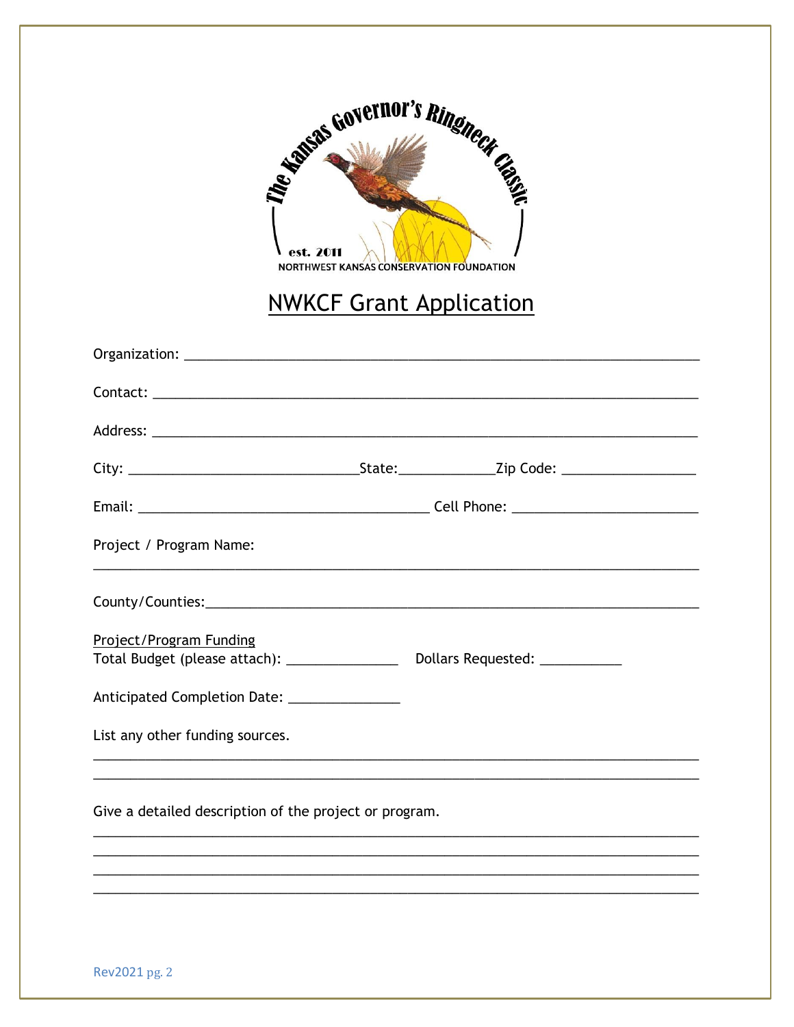The Kansas Governor's Ringneck Classic

est. 2011

NORTHWEST KANSAS CONSERVATION FOUNDATION

# NWKCF Grant Application

Organization: ___________________________________________________________________

Contact: ________________________________________________________________________

Address: ________________________________________________________________________

City: _____________________________State:____________Zip Code: _________________

Email: ______________________________________ Cell Phone: _______________________

Project / Program Name:

_________________________________________________________________________________

County/Counties:_________________________________________________________________

Project/Program Funding

Total Budget (please attach): ______________ Dollars Requested: __________

Anticipated Completion Date: ______________

List any other funding sources.

_________________________________________________________________________________

_________________________________________________________________________________

Give a detailed description of the project or program.

_________________________________________________________________________________

_________________________________________________________________________________

_________________________________________________________________________________

_________________________________________________________________________________

Rev2021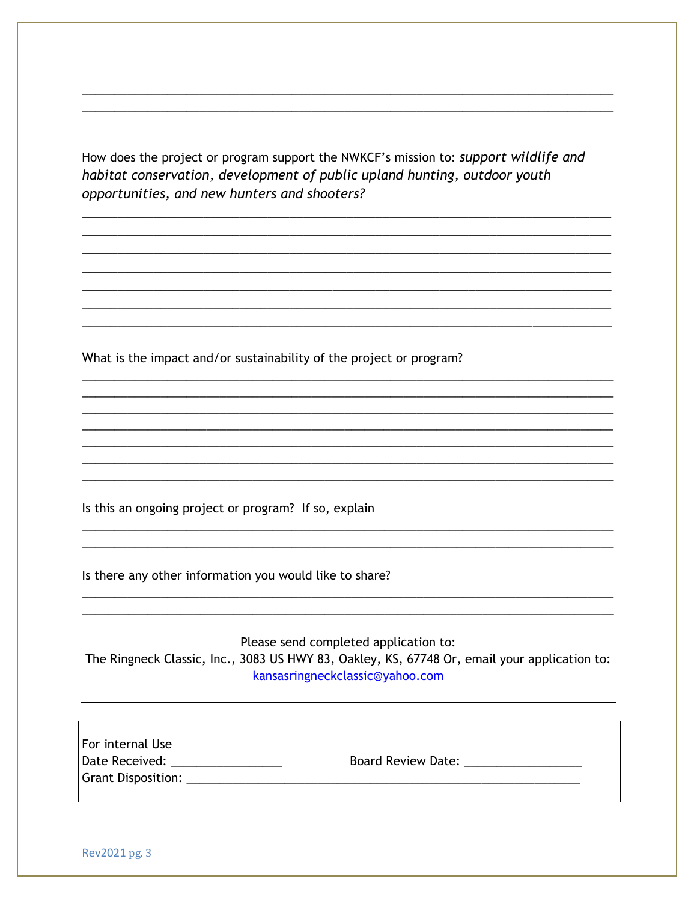\_\_\_\_\_\_\_\_\_\_\_\_\_\_\_\_\_\_\_\_\_\_\_\_\_\_\_\_\_\_\_\_\_\_\_\_\_\_\_\_\_\_\_\_\_\_\_\_\_\_\_\_\_\_\_\_\_\_\_\_\_\_\_\_\_\_\_\_\_\_\_\_\_\_\_\_

\_\_\_\_\_\_\_\_\_\_\_\_\_\_\_\_\_\_\_\_\_\_\_\_\_\_\_\_\_\_\_\_\_\_\_\_\_\_\_\_\_\_\_\_\_\_\_\_\_\_\_\_\_\_\_\_\_\_\_\_\_\_\_\_\_\_\_\_\_\_\_\_\_\_\_\_

How does the project or program support the NWKCF's mission to: *support wildlife and habitat conservation, development of public upland hunting, outdoor youth opportunities, and new hunters and shooters?*

\_\_\_\_\_\_\_\_\_\_\_\_\_\_\_\_\_\_\_\_\_\_\_\_\_\_\_\_\_\_\_\_\_\_\_\_\_\_\_\_\_\_\_\_\_\_\_\_\_\_\_\_\_\_\_\_\_\_\_\_\_\_\_\_\_\_\_\_\_\_\_\_\_\_\_\_

\_\_\_\_\_\_\_\_\_\_\_\_\_\_\_\_\_\_\_\_\_\_\_\_\_\_\_\_\_\_\_\_\_\_\_\_\_\_\_\_\_\_\_\_\_\_\_\_\_\_\_\_\_\_\_\_\_\_\_\_\_\_\_\_\_\_\_\_\_\_\_\_\_\_\_\_

\_\_\_\_\_\_\_\_\_\_\_\_\_\_\_\_\_\_\_\_\_\_\_\_\_\_\_\_\_\_\_\_\_\_\_\_\_\_\_\_\_\_\_\_\_\_\_\_\_\_\_\_\_\_\_\_\_\_\_\_\_\_\_\_\_\_\_\_\_\_\_\_\_\_\_\_

\_\_\_\_\_\_\_\_\_\_\_\_\_\_\_\_\_\_\_\_\_\_\_\_\_\_\_\_\_\_\_\_\_\_\_\_\_\_\_\_\_\_\_\_\_\_\_\_\_\_\_\_\_\_\_\_\_\_\_\_\_\_\_\_\_\_\_\_\_\_\_\_\_\_\_\_

\_\_\_\_\_\_\_\_\_\_\_\_\_\_\_\_\_\_\_\_\_\_\_\_\_\_\_\_\_\_\_\_\_\_\_\_\_\_\_\_\_\_\_\_\_\_\_\_\_\_\_\_\_\_\_\_\_\_\_\_\_\_\_\_\_\_\_\_\_\_\_\_\_\_\_\_

\_\_\_\_\_\_\_\_\_\_\_\_\_\_\_\_\_\_\_\_\_\_\_\_\_\_\_\_\_\_\_\_\_\_\_\_\_\_\_\_\_\_\_\_\_\_\_\_\_\_\_\_\_\_\_\_\_\_\_\_\_\_\_\_\_\_\_\_\_\_\_\_\_\_\_\_

\_\_\_\_\_\_\_\_\_\_\_\_\_\_\_\_\_\_\_\_\_\_\_\_\_\_\_\_\_\_\_\_\_\_\_\_\_\_\_\_\_\_\_\_\_\_\_\_\_\_\_\_\_\_\_\_\_\_\_\_\_\_\_\_\_\_\_\_\_\_\_\_\_\_\_\_

What is the impact and/or sustainability of the project or program?

\_\_\_\_\_\_\_\_\_\_\_\_\_\_\_\_\_\_\_\_\_\_\_\_\_\_\_\_\_\_\_\_\_\_\_\_\_\_\_\_\_\_\_\_\_\_\_\_\_\_\_\_\_\_\_\_\_\_\_\_\_\_\_\_\_\_\_\_\_\_\_\_\_\_\_\_

\_\_\_\_\_\_\_\_\_\_\_\_\_\_\_\_\_\_\_\_\_\_\_\_\_\_\_\_\_\_\_\_\_\_\_\_\_\_\_\_\_\_\_\_\_\_\_\_\_\_\_\_\_\_\_\_\_\_\_\_\_\_\_\_\_\_\_\_\_\_\_\_\_\_\_\_

\_\_\_\_\_\_\_\_\_\_\_\_\_\_\_\_\_\_\_\_\_\_\_\_\_\_\_\_\_\_\_\_\_\_\_\_\_\_\_\_\_\_\_\_\_\_\_\_\_\_\_\_\_\_\_\_\_\_\_\_\_\_\_\_\_\_\_\_\_\_\_\_\_\_\_\_

\_\_\_\_\_\_\_\_\_\_\_\_\_\_\_\_\_\_\_\_\_\_\_\_\_\_\_\_\_\_\_\_\_\_\_\_\_\_\_\_\_\_\_\_\_\_\_\_\_\_\_\_\_\_\_\_\_\_\_\_\_\_\_\_\_\_\_\_\_\_\_\_\_\_\_\_

\_\_\_\_\_\_\_\_\_\_\_\_\_\_\_\_\_\_\_\_\_\_\_\_\_\_\_\_\_\_\_\_\_\_\_\_\_\_\_\_\_\_\_\_\_\_\_\_\_\_\_\_\_\_\_\_\_\_\_\_\_\_\_\_\_\_\_\_\_\_\_\_\_\_\_\_

\_\_\_\_\_\_\_\_\_\_\_\_\_\_\_\_\_\_\_\_\_\_\_\_\_\_\_\_\_\_\_\_\_\_\_\_\_\_\_\_\_\_\_\_\_\_\_\_\_\_\_\_\_\_\_\_\_\_\_\_\_\_\_\_\_\_\_\_\_\_\_\_\_\_\_\_

\_\_\_\_\_\_\_\_\_\_\_\_\_\_\_\_\_\_\_\_\_\_\_\_\_\_\_\_\_\_\_\_\_\_\_\_\_\_\_\_\_\_\_\_\_\_\_\_\_\_\_\_\_\_\_\_\_\_\_\_\_\_\_\_\_\_\_\_\_\_\_\_\_\_\_\_

Is this an ongoing project or program? If so, explain

\_\_\_\_\_\_\_\_\_\_\_\_\_\_\_\_\_\_\_\_\_\_\_\_\_\_\_\_\_\_\_\_\_\_\_\_\_\_\_\_\_\_\_\_\_\_\_\_\_\_\_\_\_\_\_\_\_\_\_\_\_\_\_\_\_\_\_\_\_\_\_\_\_\_\_\_

\_\_\_\_\_\_\_\_\_\_\_\_\_\_\_\_\_\_\_\_\_\_\_\_\_\_\_\_\_\_\_\_\_\_\_\_\_\_\_\_\_\_\_\_\_\_\_\_\_\_\_\_\_\_\_\_\_\_\_\_\_\_\_\_\_\_\_\_\_\_\_\_\_\_\_\_

Is there any other information you would like to share?

\_\_\_\_\_\_\_\_\_\_\_\_\_\_\_\_\_\_\_\_\_\_\_\_\_\_\_\_\_\_\_\_\_\_\_\_\_\_\_\_\_\_\_\_\_\_\_\_\_\_\_\_\_\_\_\_\_\_\_\_\_\_\_\_\_\_\_\_\_\_\_\_\_\_\_\_

\_\_\_\_\_\_\_\_\_\_\_\_\_\_\_\_\_\_\_\_\_\_\_\_\_\_\_\_\_\_\_\_\_\_\_\_\_\_\_\_\_\_\_\_\_\_\_\_\_\_\_\_\_\_\_\_\_\_\_\_\_\_\_\_\_\_\_\_\_\_\_\_\_\_\_\_

Please send completed application to:
The Ringneck Classic, Inc., 3083 US HWY 83, Oakley, KS, 67748 Or, email your application to:
kansasringneckclassic@yahoo.com

---

For internal Use
Date Received: \_\_\_\_\_\_\_\_\_\_\_\_\_\_\_\_\_ Board Review Date: \_\_\_\_\_\_\_\_\_\_\_\_\_\_\_\_\_\_
Grant Disposition: \_\_\_\_\_\_\_\_\_\_\_\_\_\_\_\_\_\_\_\_\_\_\_\_\_\_\_\_\_\_\_\_\_\_\_\_\_\_\_\_\_\_\_\_\_\_\_\_\_\_\_\_\_\_\_\_\_\_\_\_

Rev2021